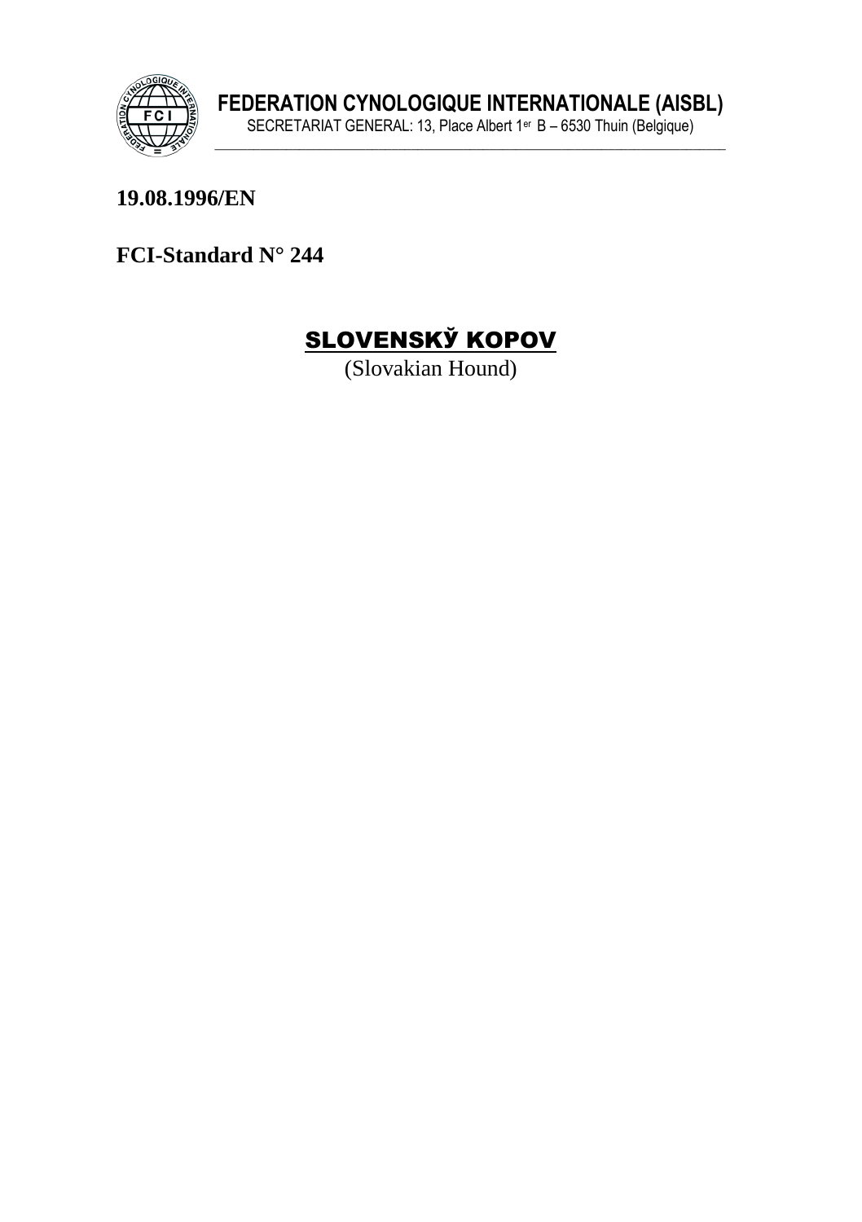**FEDERATION CYNOLOGIQUE INTERNATIONALE (AISBL)**

SECRETARIAT GENERAL: 13, Place Albert 1er B – 6530 Thuin (Belgique)

**19.08.1996/EN**

**FCI-Standard N° 244**

# SLOVENSKŸ KOPOV

(Slovakian Hound)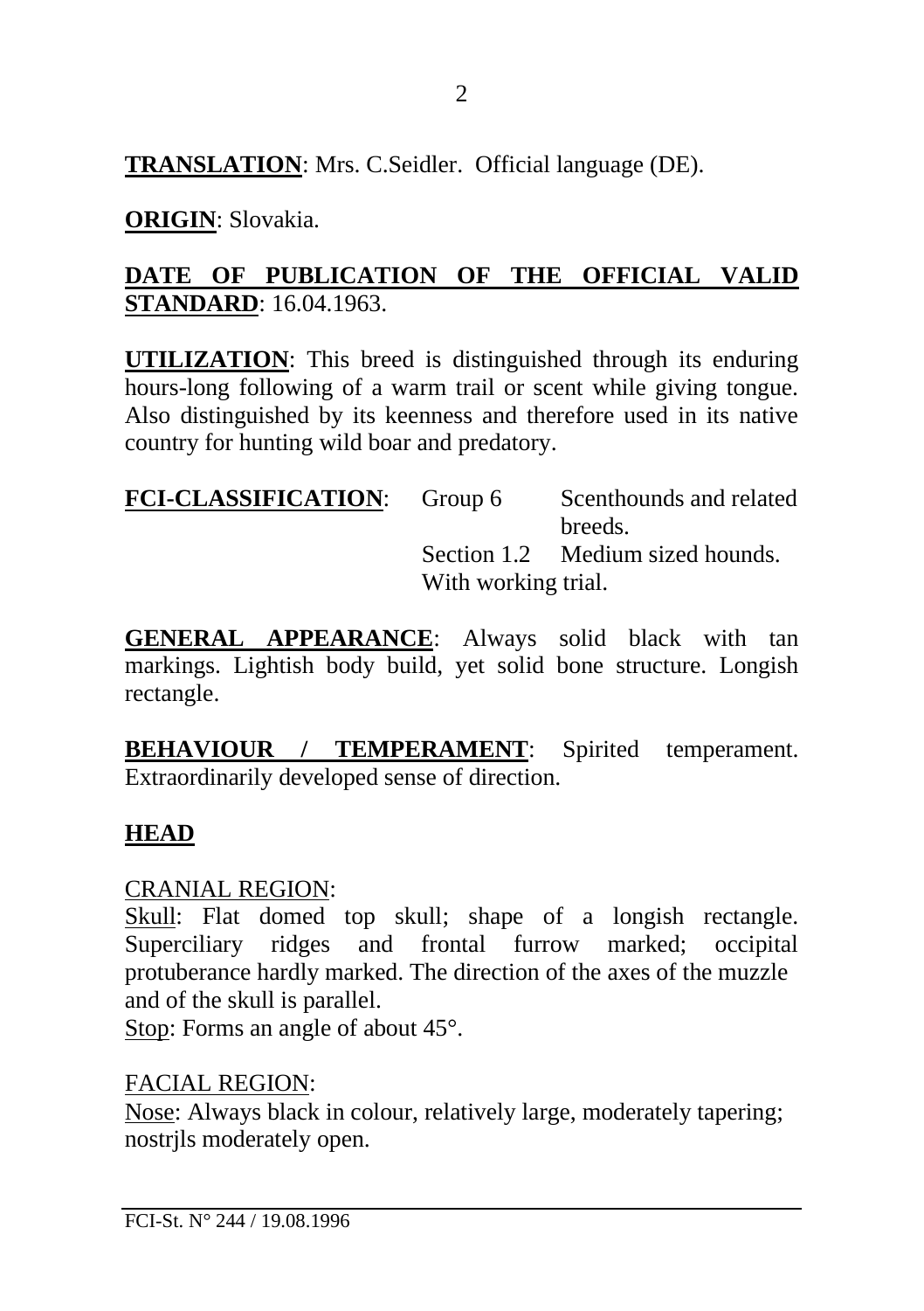**TRANSLATION**: Mrs. C.Seidler. Official language (DE).

**ORIGIN**: Slovakia.

**DATE OF PUBLICATION OF THE OFFICIAL VALID STANDARD**: 16.04.1963.

**UTILIZATION**: This breed is distinguished through its enduring hours-long following of a warm trail or scent while giving tongue. Also distinguished by its keenness and therefore used in its native country for hunting wild boar and predatory.

**FCI-CLASSIFICATION**: Group 6 Scenthounds and related breeds.
Section 1.2 Medium sized hounds.
With working trial.

**GENERAL APPEARANCE**: Always solid black with tan markings. Lightish body build, yet solid bone structure. Longish rectangle.

**BEHAVIOUR / TEMPERAMENT**: Spirited temperament. Extraordinarily developed sense of direction.

## HEAD

CRANIAL REGION:

Skull: Flat domed top skull; shape of a longish rectangle. Superciliary ridges and frontal furrow marked; occipital protuberance hardly marked. The direction of the axes of the muzzle and of the skull is parallel.

Stop: Forms an angle of about 45°.

FACIAL REGION:

Nose: Always black in colour, relatively large, moderately tapering; nostrjls moderately open.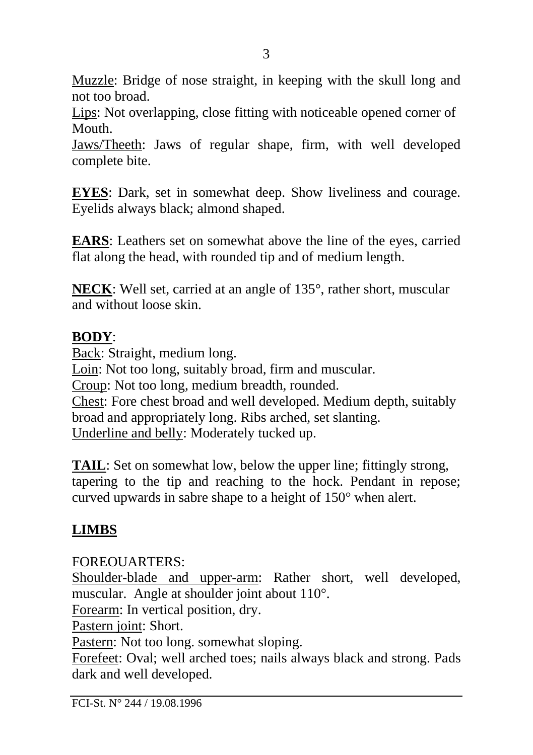Muzzle: Bridge of nose straight, in keeping with the skull long and not too broad.
Lips: Not overlapping, close fitting with noticeable opened corner of Mouth.
Jaws/Theeth: Jaws of regular shape, firm, with well developed complete bite.

**EYES**: Dark, set in somewhat deep. Show liveliness and courage. Eyelids always black; almond shaped.

**EARS**: Leathers set on somewhat above the line of the eyes, carried flat along the head, with rounded tip and of medium length.

**NECK**: Well set, carried at an angle of 135°, rather short, muscular and without loose skin.

**BODY**:
Back: Straight, medium long.
Loin: Not too long, suitably broad, firm and muscular.
Croup: Not too long, medium breadth, rounded.
Chest: Fore chest broad and well developed. Medium depth, suitably broad and appropriately long. Ribs arched, set slanting.
Underline and belly: Moderately tucked up.

**TAIL**: Set on somewhat low, below the upper line; fittingly strong, tapering to the tip and reaching to the hock. Pendant in repose; curved upwards in sabre shape to a height of 150° when alert.

## LIMBS

FOREOUARTERS:
Shoulder-blade and upper-arm: Rather short, well developed, muscular. Angle at shoulder joint about 110°.
Forearm: In vertical position, dry.
Pastern joint: Short.
Pastern: Not too long. somewhat sloping.
Forefeet: Oval; well arched toes; nails always black and strong. Pads dark and well developed.

FCI-St. N° 244 / 19.08.1996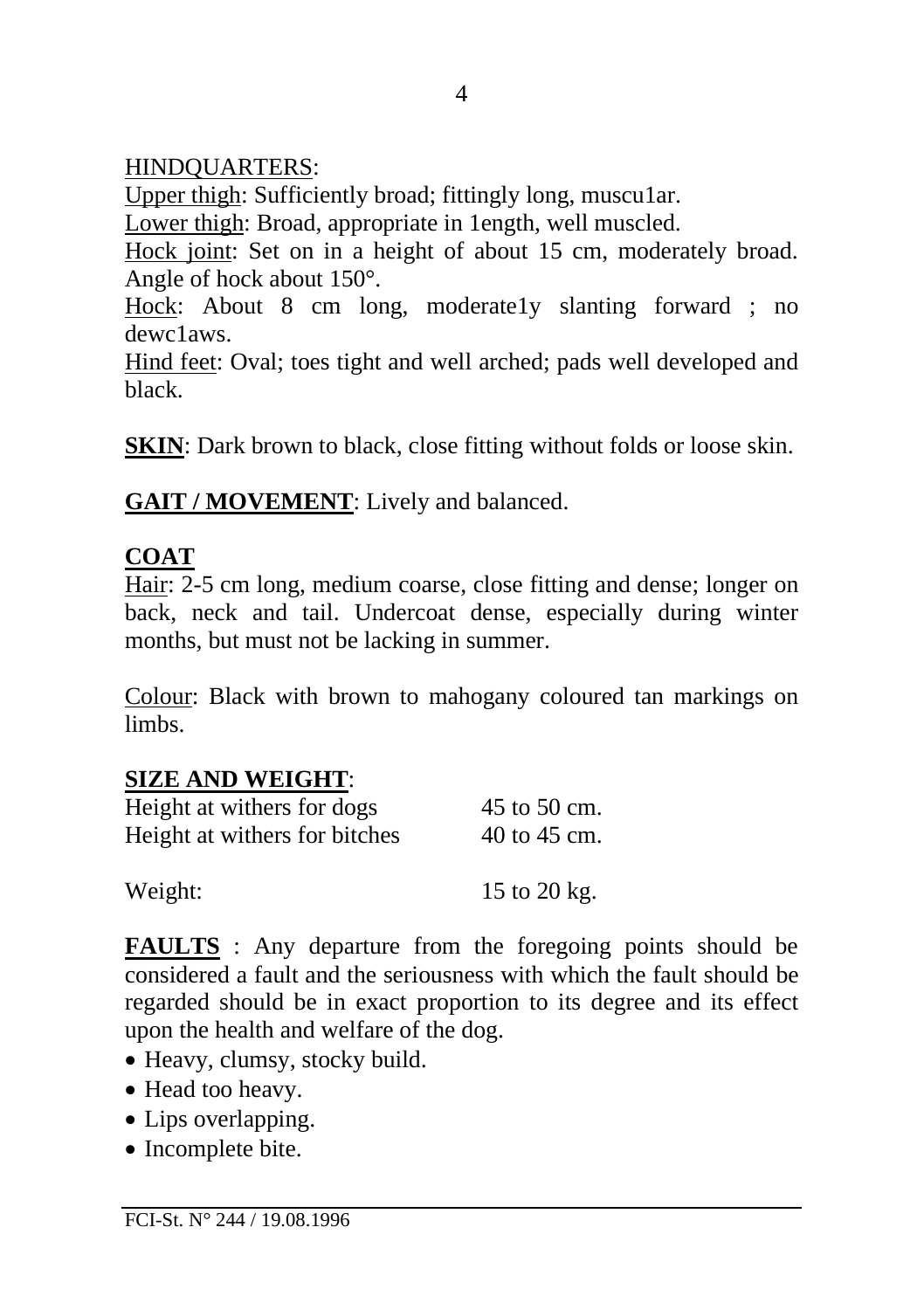HINDQUARTERS:

Upper thigh: Sufficiently broad; fittingly long, muscu1ar.

Lower thigh: Broad, appropriate in 1ength, well muscled.

Hock joint: Set on in a height of about 15 cm, moderately broad. Angle of hock about 150°.

Hock: About 8 cm long, moderate1y slanting forward ; no dewc1aws.

Hind feet: Oval; toes tight and well arched; pads well developed and black.

**SKIN**: Dark brown to black, close fitting without folds or loose skin.

**GAIT / MOVEMENT**: Lively and balanced.

**COAT**

Hair: 2-5 cm long, medium coarse, close fitting and dense; longer on back, neck and tail. Undercoat dense, especially during winter months, but must not be lacking in summer.

Colour: Black with brown to mahogany coloured tan markings on limbs.

**SIZE AND WEIGHT**:

| | |
|---|---|
| Height at withers for dogs | 45 to 50 cm. |
| Height at withers for bitches | 40 to 45 cm. |
| Weight: | 15 to 20 kg. |

**FAULTS** : Any departure from the foregoing points should be considered a fault and the seriousness with which the fault should be regarded should be in exact proportion to its degree and its effect upon the health and welfare of the dog.

- Heavy, clumsy, stocky build.
- Head too heavy.
- Lips overlapping.
- Incomplete bite.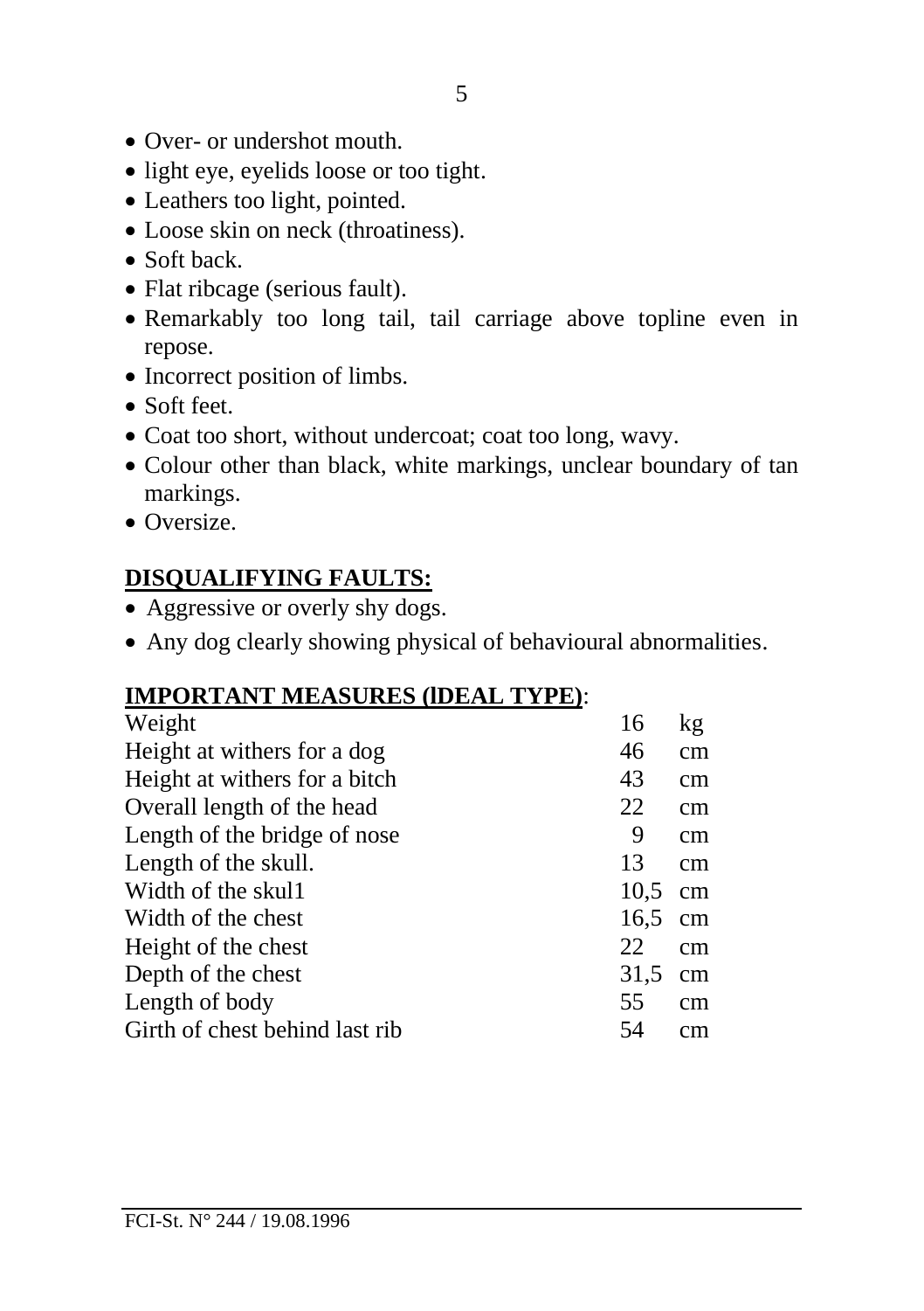- Over- or undershot mouth.
- light eye, eyelids loose or too tight.
- Leathers too light, pointed.
- Loose skin on neck (throatiness).
- Soft back.
- Flat ribcage (serious fault).
- Remarkably too long tail, tail carriage above topline even in repose.
- Incorrect position of limbs.
- Soft feet.
- Coat too short, without undercoat; coat too long, wavy.
- Colour other than black, white markings, unclear boundary of tan markings.
- Oversize.

## DISQUALIFYING FAULTS:

- Aggressive or overly shy dogs.
- Any dog clearly showing physical of behavioural abnormalities.

## IMPORTANT MEASURES (lDEAL TYPE):

| | | |
|---|---|---|
| Weight | 16 | kg |
| Height at withers for a dog | 46 | cm |
| Height at withers for a bitch | 43 | cm |
| Overall length of the head | 22 | cm |
| Length of the bridge of nose | 9 | cm |
| Length of the skull. | 13 | cm |
| Width of the skul1 | 10,5 | cm |
| Width of the chest | 16,5 | cm |
| Height of the chest | 22 | cm |
| Depth of the chest | 31,5 | cm |
| Length of body | 55 | cm |
| Girth of chest behind last rib | 54 | cm |

FCI-St. N° 244 / 19.08.1996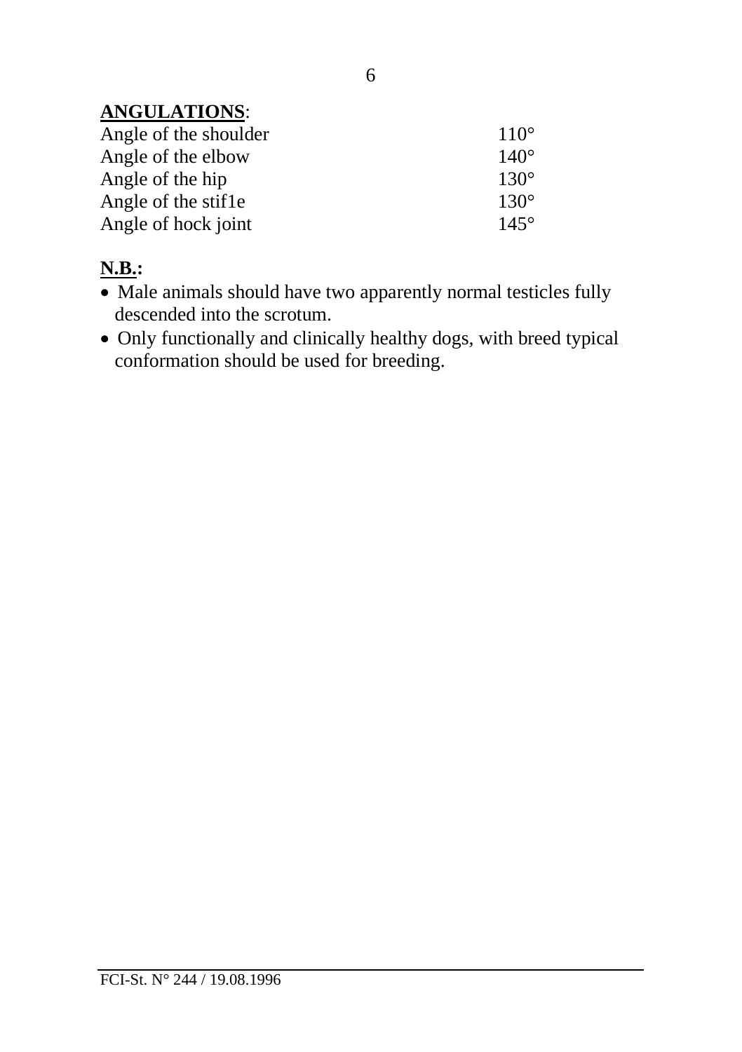**ANGULATIONS**:

| | |
|---|---|
| Angle of the shoulder | 110° |
| Angle of the elbow | 140° |
| Angle of the hip | 130° |
| Angle of the stif1e | 130° |
| Angle of hock joint | 145° |

**N.B.:**

- Male animals should have two apparently normal testicles fully descended into the scrotum.
- Only functionally and clinically healthy dogs, with breed typical conformation should be used for breeding.

FCI-St. N° 244 / 19.08.1996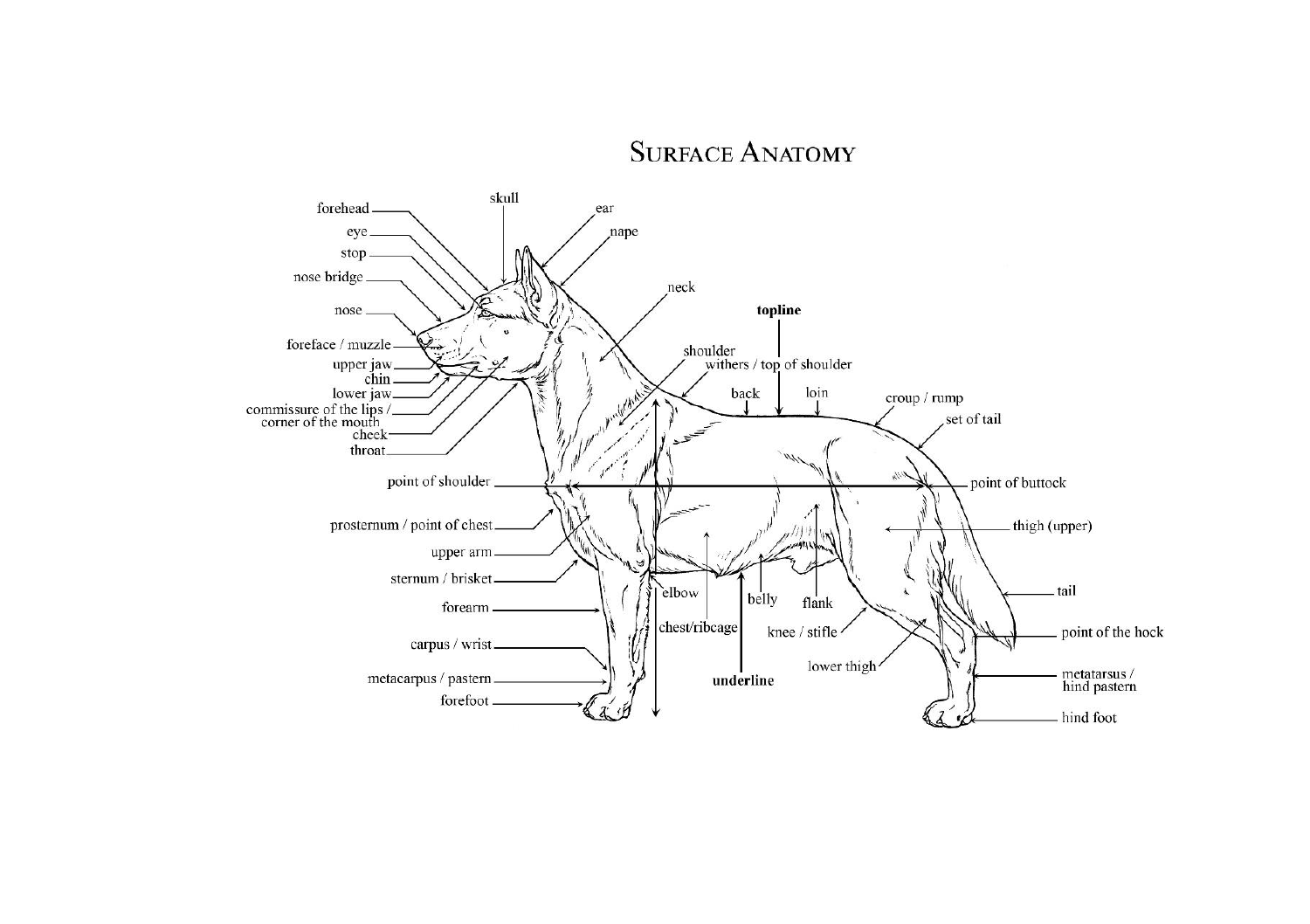# Surface Anatomy

forehead
eye
stop
nose bridge
nose
foreface / muzzle
upper jaw
chin
lower jaw
commissure of the lips / corner of the mouth
cheek
throat
skull
ear
nape
neck
topline
shoulder
withers / top of shoulder
back
loin
croup / rump
set of tail
point of shoulder
point of buttock
prosternum / point of chest
upper arm
sternum / brisket
forearm
carpus / wrist
metacarpus / pastern
forefoot
elbow
chest/ribcage
underline
belly
flank
knee / stifle
lower thigh
thigh (upper)
tail
point of the hock
metatarsus / hind pastern
hind foot